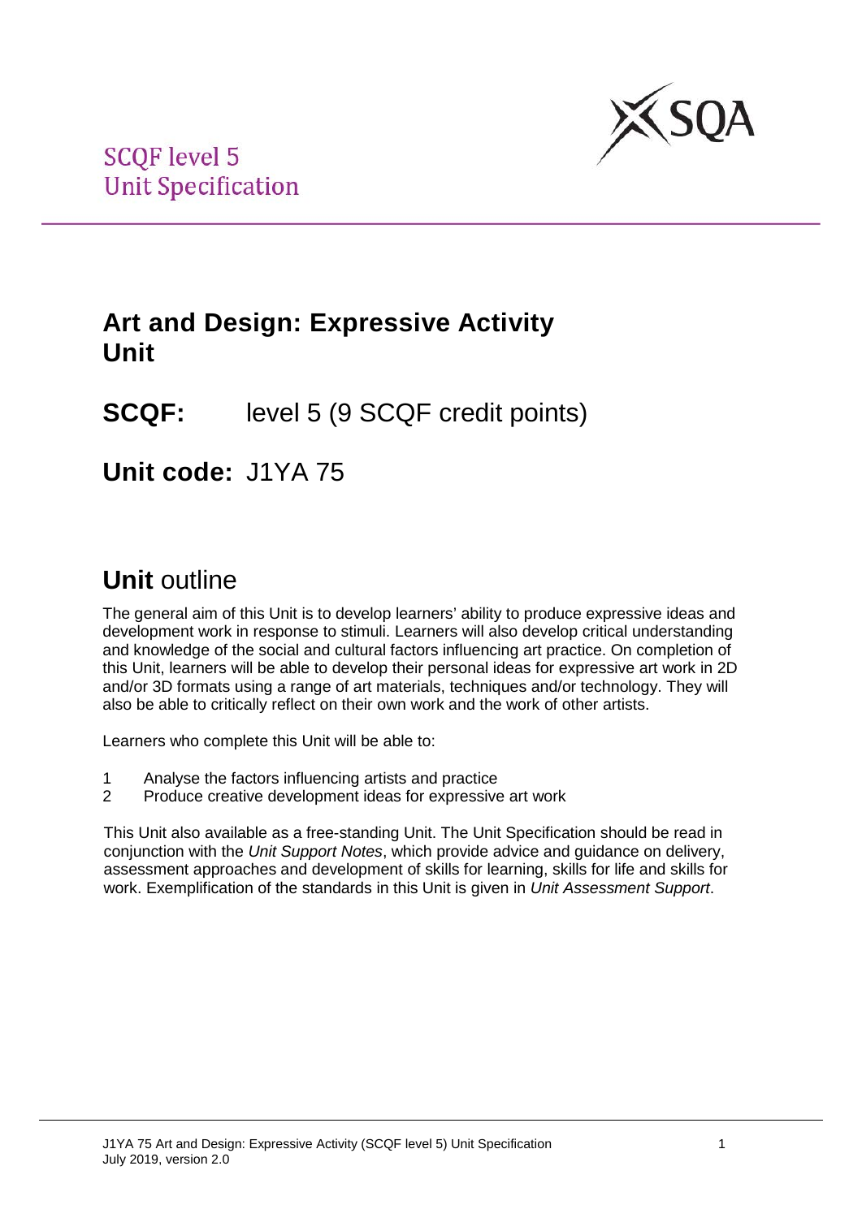SCQF level 5
Unit Specification

# Art and Design: Expressive Activity Unit

**SCQF:** level 5 (9 SCQF credit points)

**Unit code:** J1YA 75

## **Unit** outline

The general aim of this Unit is to develop learners' ability to produce expressive ideas and development work in response to stimuli. Learners will also develop critical understanding and knowledge of the social and cultural factors influencing art practice. On completion of this Unit, learners will be able to develop their personal ideas for expressive art work in 2D and/or 3D formats using a range of art materials, techniques and/or technology. They will also be able to critically reflect on their own work and the work of other artists.

Learners who complete this Unit will be able to:

1 Analyse the factors influencing artists and practice
2 Produce creative development ideas for expressive art work

This Unit also available as a free-standing Unit. The Unit Specification should be read in conjunction with the *Unit Support Notes*, which provide advice and guidance on delivery, assessment approaches and development of skills for learning, skills for life and skills for work. Exemplification of the standards in this Unit is given in *Unit Assessment Support*.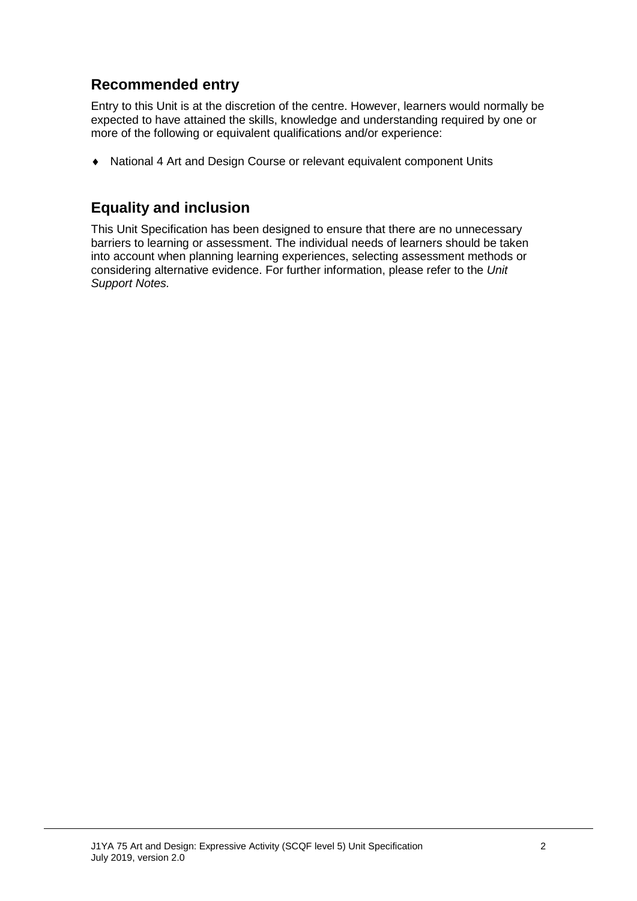## Recommended entry

Entry to this Unit is at the discretion of the centre. However, learners would normally be expected to have attained the skills, knowledge and understanding required by one or more of the following or equivalent qualifications and/or experience:

- National 4 Art and Design Course or relevant equivalent component Units

## Equality and inclusion

This Unit Specification has been designed to ensure that there are no unnecessary barriers to learning or assessment. The individual needs of learners should be taken into account when planning learning experiences, selecting assessment methods or considering alternative evidence. For further information, please refer to the *Unit Support Notes.*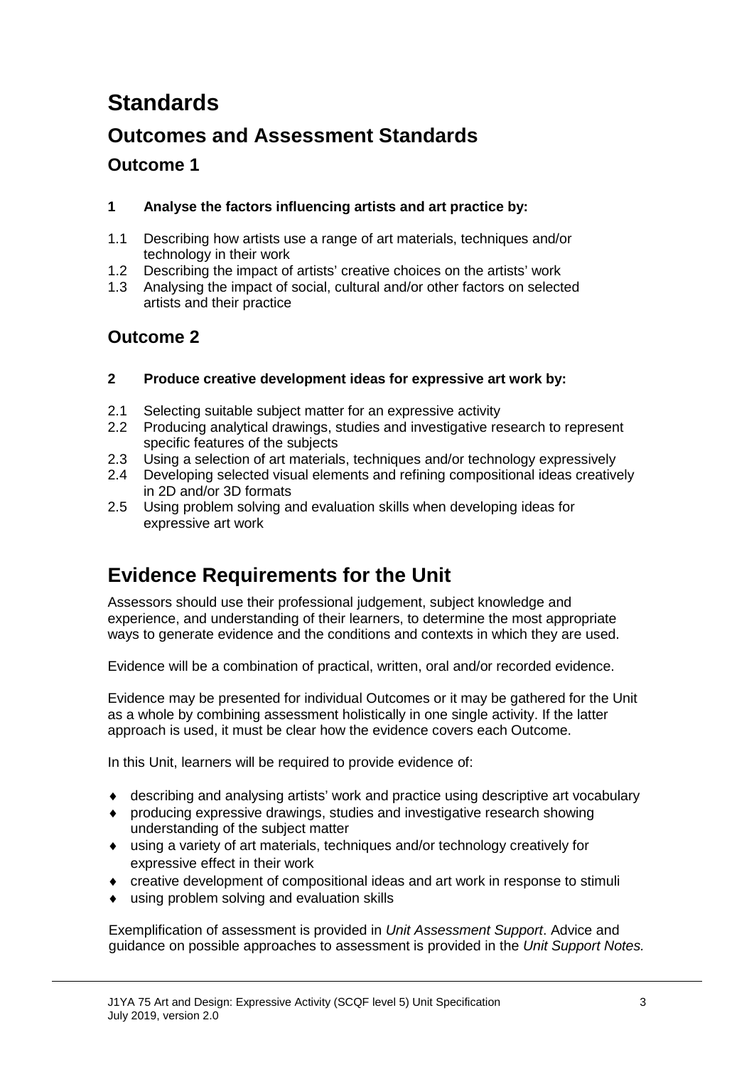# Standards

## Outcomes and Assessment Standards

### Outcome 1

**1 Analyse the factors influencing artists and art practice by:**

1.1 Describing how artists use a range of art materials, techniques and/or technology in their work
1.2 Describing the impact of artists' creative choices on the artists' work
1.3 Analysing the impact of social, cultural and/or other factors on selected artists and their practice

### Outcome 2

**2 Produce creative development ideas for expressive art work by:**

2.1 Selecting suitable subject matter for an expressive activity
2.2 Producing analytical drawings, studies and investigative research to represent specific features of the subjects
2.3 Using a selection of art materials, techniques and/or technology expressively
2.4 Developing selected visual elements and refining compositional ideas creatively in 2D and/or 3D formats
2.5 Using problem solving and evaluation skills when developing ideas for expressive art work

# Evidence Requirements for the Unit

Assessors should use their professional judgement, subject knowledge and experience, and understanding of their learners, to determine the most appropriate ways to generate evidence and the conditions and contexts in which they are used.

Evidence will be a combination of practical, written, oral and/or recorded evidence.

Evidence may be presented for individual Outcomes or it may be gathered for the Unit as a whole by combining assessment holistically in one single activity. If the latter approach is used, it must be clear how the evidence covers each Outcome.

In this Unit, learners will be required to provide evidence of:

- describing and analysing artists' work and practice using descriptive art vocabulary
- producing expressive drawings, studies and investigative research showing understanding of the subject matter
- using a variety of art materials, techniques and/or technology creatively for expressive effect in their work
- creative development of compositional ideas and art work in response to stimuli
- using problem solving and evaluation skills

Exemplification of assessment is provided in *Unit Assessment Support*. Advice and guidance on possible approaches to assessment is provided in the *Unit Support Notes.*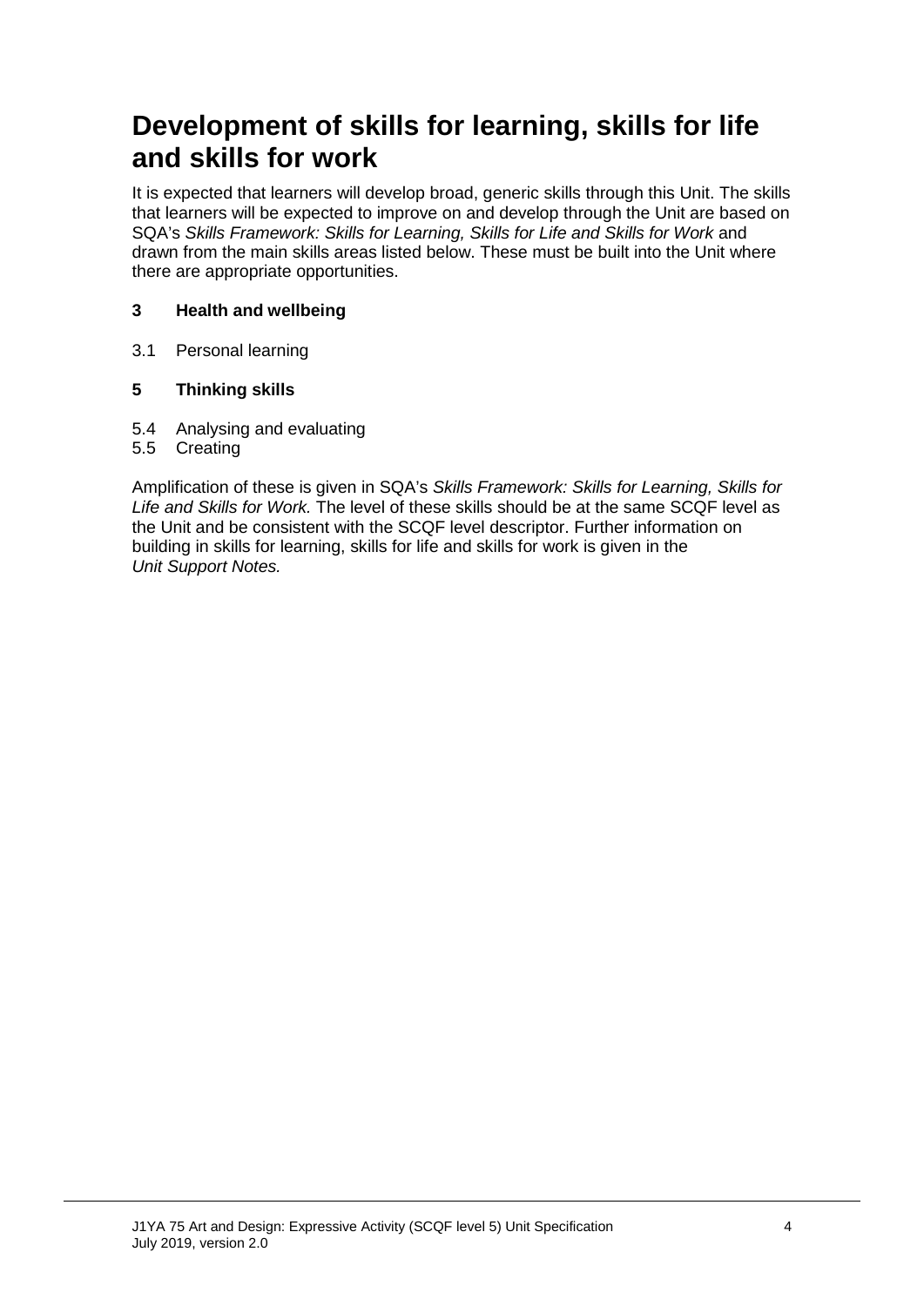# Development of skills for learning, skills for life and skills for work

It is expected that learners will develop broad, generic skills through this Unit. The skills that learners will be expected to improve on and develop through the Unit are based on SQA's *Skills Framework: Skills for Learning, Skills for Life and Skills for Work* and drawn from the main skills areas listed below. These must be built into the Unit where there are appropriate opportunities.

**3 Health and wellbeing**

3.1 Personal learning

**5 Thinking skills**

5.4 Analysing and evaluating
5.5 Creating

Amplification of these is given in SQA's *Skills Framework: Skills for Learning, Skills for Life and Skills for Work.* The level of these skills should be at the same SCQF level as the Unit and be consistent with the SCQF level descriptor. Further information on building in skills for learning, skills for life and skills for work is given in the *Unit Support Notes.*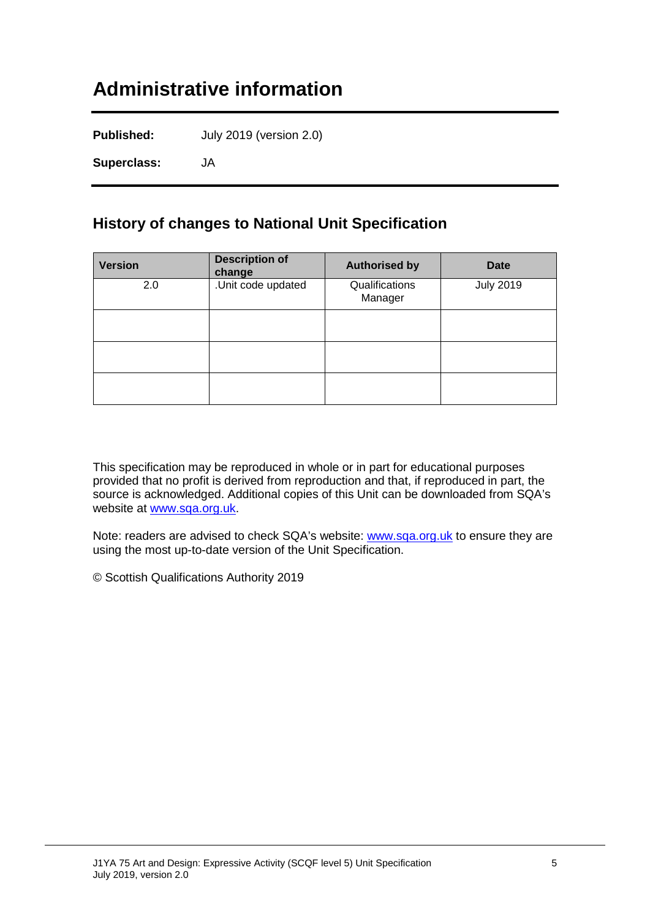# Administrative information

**Published:** July 2019 (version 2.0)

**Superclass:** JA

## History of changes to National Unit Specification

| Version | Description of change | Authorised by | Date |
|---|---|---|---|
| 2.0 | .Unit code updated | Qualifications Manager | July 2019 |
| | | | |
| | | | |
| | | | |

This specification may be reproduced in whole or in part for educational purposes provided that no profit is derived from reproduction and that, if reproduced in part, the source is acknowledged. Additional copies of this Unit can be downloaded from SQA's website at www.sqa.org.uk.

Note: readers are advised to check SQA's website: www.sqa.org.uk to ensure they are using the most up-to-date version of the Unit Specification.

© Scottish Qualifications Authority 2019